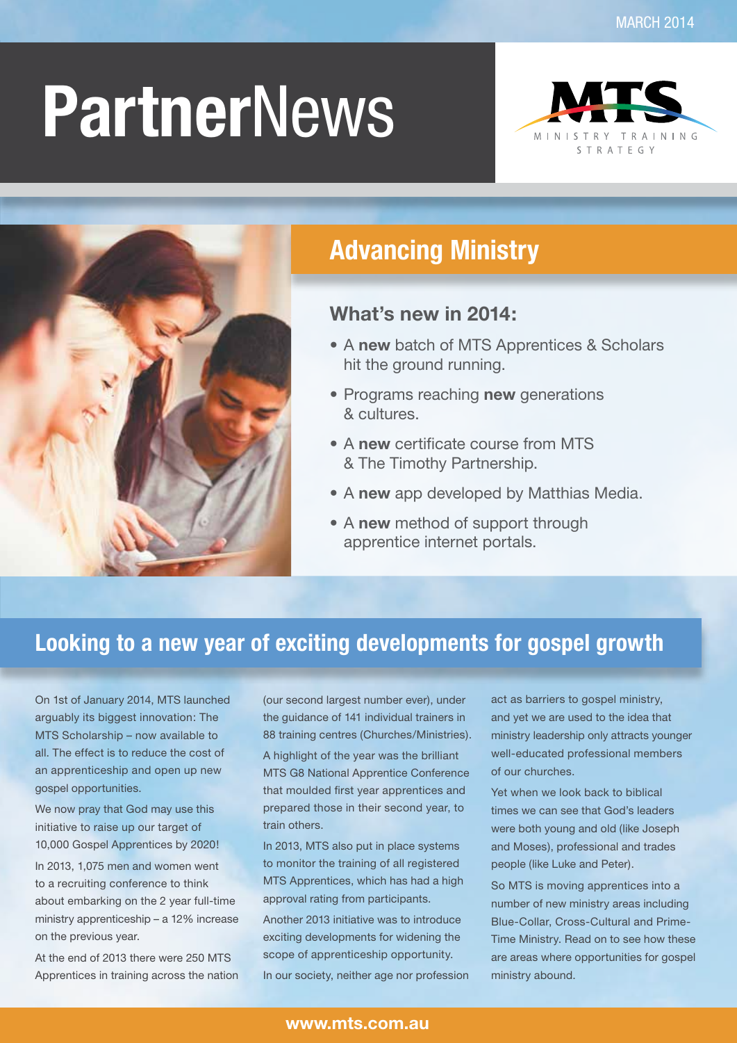MARCH 2014

# PartnerNews

MTS
MINISTRY TRAINING STRATEGY

## Advancing Ministry

### What's new in 2014:

- A **new** batch of MTS Apprentices & Scholars hit the ground running.
- Programs reaching **new** generations & cultures.
- A **new** certificate course from MTS & The Timothy Partnership.
- A **new** app developed by Matthias Media.
- A **new** method of support through apprentice internet portals.

## Looking to a new year of exciting developments for gospel growth

On 1st of January 2014, MTS launched arguably its biggest innovation: The MTS Scholarship – now available to all. The effect is to reduce the cost of an apprenticeship and open up new gospel opportunities.

We now pray that God may use this initiative to raise up our target of 10,000 Gospel Apprentices by 2020!

In 2013, 1,075 men and women went to a recruiting conference to think about embarking on the 2 year full-time ministry apprenticeship – a 12% increase on the previous year.

At the end of 2013 there were 250 MTS Apprentices in training across the nation (our second largest number ever), under the guidance of 141 individual trainers in 88 training centres (Churches/Ministries).

A highlight of the year was the brilliant MTS G8 National Apprentice Conference that moulded first year apprentices and prepared those in their second year, to train others.

In 2013, MTS also put in place systems to monitor the training of all registered MTS Apprentices, which has had a high approval rating from participants.

Another 2013 initiative was to introduce exciting developments for widening the scope of apprenticeship opportunity.

In our society, neither age nor profession act as barriers to gospel ministry, and yet we are used to the idea that ministry leadership only attracts younger well-educated professional members of our churches.

Yet when we look back to biblical times we can see that God's leaders were both young and old (like Joseph and Moses), professional and trades people (like Luke and Peter).

So MTS is moving apprentices into a number of new ministry areas including Blue-Collar, Cross-Cultural and Prime-Time Ministry. Read on to see how these are areas where opportunities for gospel ministry abound.

www.mts.com.au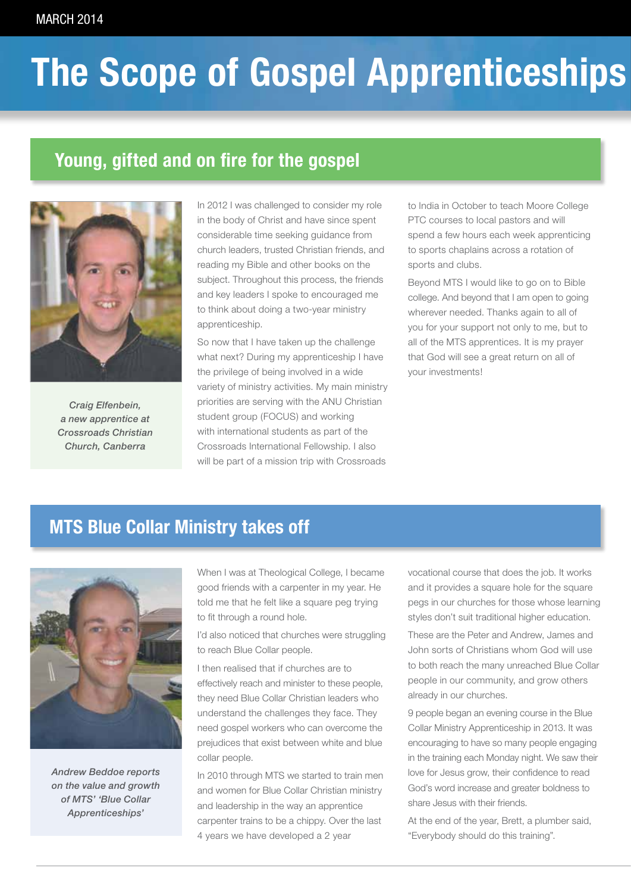# The Scope of Gospel Apprenticeships

## Young, gifted and on fire for the gospel

*Craig Elfenbein, a new apprentice at Crossroads Christian Church, Canberra*

In 2012 I was challenged to consider my role in the body of Christ and have since spent considerable time seeking guidance from church leaders, trusted Christian friends, and reading my Bible and other books on the subject. Throughout this process, the friends and key leaders I spoke to encouraged me to think about doing a two-year ministry apprenticeship.

So now that I have taken up the challenge what next? During my apprenticeship I have the privilege of being involved in a wide variety of ministry activities. My main ministry priorities are serving with the ANU Christian student group (FOCUS) and working with international students as part of the Crossroads International Fellowship. I also will be part of a mission trip with Crossroads to India in October to teach Moore College PTC courses to local pastors and will spend a few hours each week apprenticing to sports chaplains across a rotation of sports and clubs.

Beyond MTS I would like to go on to Bible college. And beyond that I am open to going wherever needed. Thanks again to all of you for your support not only to me, but to all of the MTS apprentices. It is my prayer that God will see a great return on all of your investments!

## MTS Blue Collar Ministry takes off

*Andrew Beddoe reports on the value and growth of MTS' 'Blue Collar Apprenticeships'*

When I was at Theological College, I became good friends with a carpenter in my year. He told me that he felt like a square peg trying to fit through a round hole.

I'd also noticed that churches were struggling to reach Blue Collar people.

I then realised that if churches are to effectively reach and minister to these people, they need Blue Collar Christian leaders who understand the challenges they face. They need gospel workers who can overcome the prejudices that exist between white and blue collar people.

In 2010 through MTS we started to train men and women for Blue Collar Christian ministry and leadership in the way an apprentice carpenter trains to be a chippy. Over the last 4 years we have developed a 2 year vocational course that does the job. It works and it provides a square hole for the square pegs in our churches for those whose learning styles don't suit traditional higher education.

These are the Peter and Andrew, James and John sorts of Christians whom God will use to both reach the many unreached Blue Collar people in our community, and grow others already in our churches.

9 people began an evening course in the Blue Collar Ministry Apprenticeship in 2013. It was encouraging to have so many people engaging in the training each Monday night. We saw their love for Jesus grow, their confidence to read God's word increase and greater boldness to share Jesus with their friends.

At the end of the year, Brett, a plumber said, "Everybody should do this training".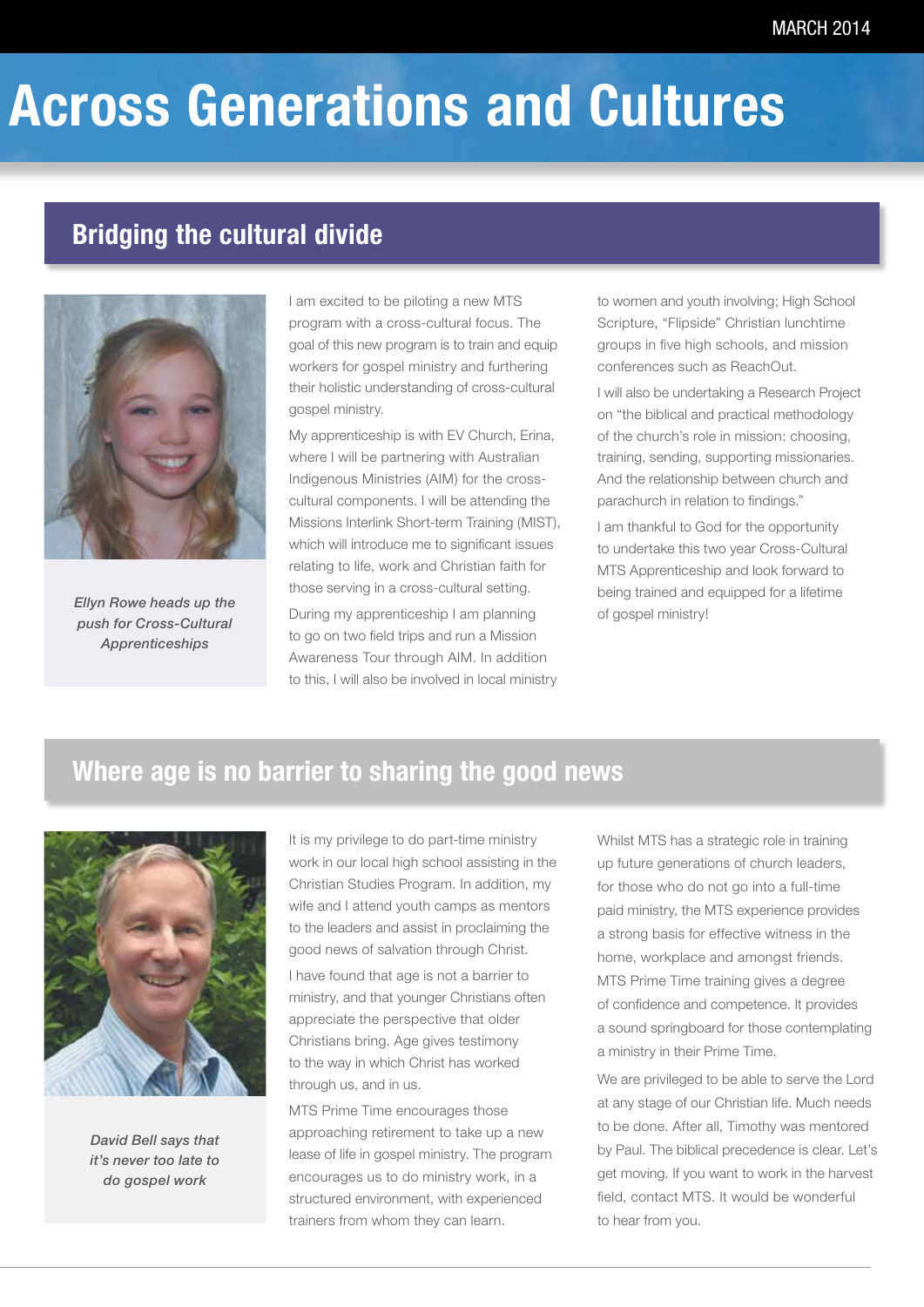# Across Generations and Cultures

## Bridging the cultural divide

*Ellyn Rowe heads up the push for Cross-Cultural Apprenticeships*

I am excited to be piloting a new MTS program with a cross-cultural focus. The goal of this new program is to train and equip workers for gospel ministry and furthering their holistic understanding of cross-cultural gospel ministry.

My apprenticeship is with EV Church, Erina, where I will be partnering with Australian Indigenous Ministries (AIM) for the cross-cultural components. I will be attending the Missions Interlink Short-term Training (MIST), which will introduce me to significant issues relating to life, work and Christian faith for those serving in a cross-cultural setting.

During my apprenticeship I am planning to go on two field trips and run a Mission Awareness Tour through AIM. In addition to this, I will also be involved in local ministry to women and youth involving; High School Scripture, "Flipside" Christian lunchtime groups in five high schools, and mission conferences such as ReachOut.

I will also be undertaking a Research Project on "the biblical and practical methodology of the church's role in mission: choosing, training, sending, supporting missionaries. And the relationship between church and parachurch in relation to findings."

I am thankful to God for the opportunity to undertake this two year Cross-Cultural MTS Apprenticeship and look forward to being trained and equipped for a lifetime of gospel ministry!

## Where age is no barrier to sharing the good news

*David Bell says that it's never too late to do gospel work*

It is my privilege to do part-time ministry work in our local high school assisting in the Christian Studies Program. In addition, my wife and I attend youth camps as mentors to the leaders and assist in proclaiming the good news of salvation through Christ.

I have found that age is not a barrier to ministry, and that younger Christians often appreciate the perspective that older Christians bring. Age gives testimony to the way in which Christ has worked through us, and in us.

MTS Prime Time encourages those approaching retirement to take up a new lease of life in gospel ministry. The program encourages us to do ministry work, in a structured environment, with experienced trainers from whom they can learn.

Whilst MTS has a strategic role in training up future generations of church leaders, for those who do not go into a full-time paid ministry, the MTS experience provides a strong basis for effective witness in the home, workplace and amongst friends. MTS Prime Time training gives a degree of confidence and competence. It provides a sound springboard for those contemplating a ministry in their Prime Time.

We are privileged to be able to serve the Lord at any stage of our Christian life. Much needs to be done. After all, Timothy was mentored by Paul. The biblical precedence is clear. Let's get moving. If you want to work in the harvest field, contact MTS. It would be wonderful to hear from you.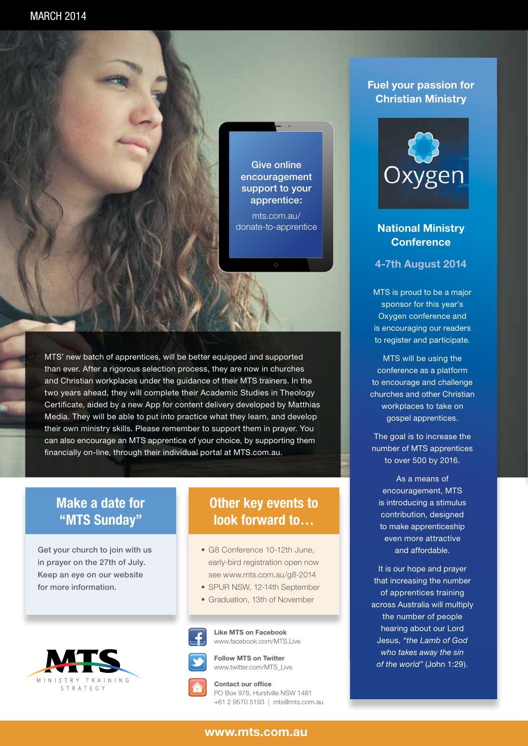Give online encouragement support to your apprentice:

mts.com.au/donate-to-apprentice

MTS' new batch of apprentices, will be better equipped and supported than ever. After a rigorous selection process, they are now in churches and Christian workplaces under the guidance of their MTS trainers. In the two years ahead, they will complete their Academic Studies in Theology Certificate, aided by a new App for content delivery developed by Matthias Media. They will be able to put into practice what they learn, and develop their own ministry skills. Please remember to support them in prayer. You can also encourage an MTS apprentice of your choice, by supporting them financially on-line, through their individual portal at MTS.com.au.

## Make a date for "MTS Sunday"

Get your church to join with us in prayer on the 27th of July. Keep an eye on our website for more information.

## Other key events to look forward to…

- G8 Conference 10-12th June, early-bird registration open now see www.mts.com.au/g8-2014
- SPUR NSW, 12-14th September
- Graduation, 13th of November

MTS
MINISTRY TRAINING STRATEGY

**Like MTS on Facebook**
www.facebook.com/MTS.Live

**Follow MTS on Twitter**
www.twitter.com/MTS_Live

**Contact our office**
PO Box 978, Hurstville NSW 1481
+61 2 9570 5193 | mts@mts.com.au

## Fuel your passion for Christian Ministry

Oxygen

### National Ministry Conference

### 4-7th August 2014

MTS is proud to be a major sponsor for this year's Oxygen conference and is encouraging our readers to register and participate.

MTS will be using the conference as a platform to encourage and challenge churches and other Christian workplaces to take on gospel apprentices.

The goal is to increase the number of MTS apprentices to over 500 by 2016.

As a means of encouragement, MTS is introducing a stimulus contribution, designed to make apprenticeship even more attractive and affordable.

It is our hope and prayer that increasing the number of apprentices training across Australia will multiply the number of people hearing about our Lord Jesus, *"the Lamb of God who takes away the sin of the world"* (John 1:29).

**www.mts.com.au**